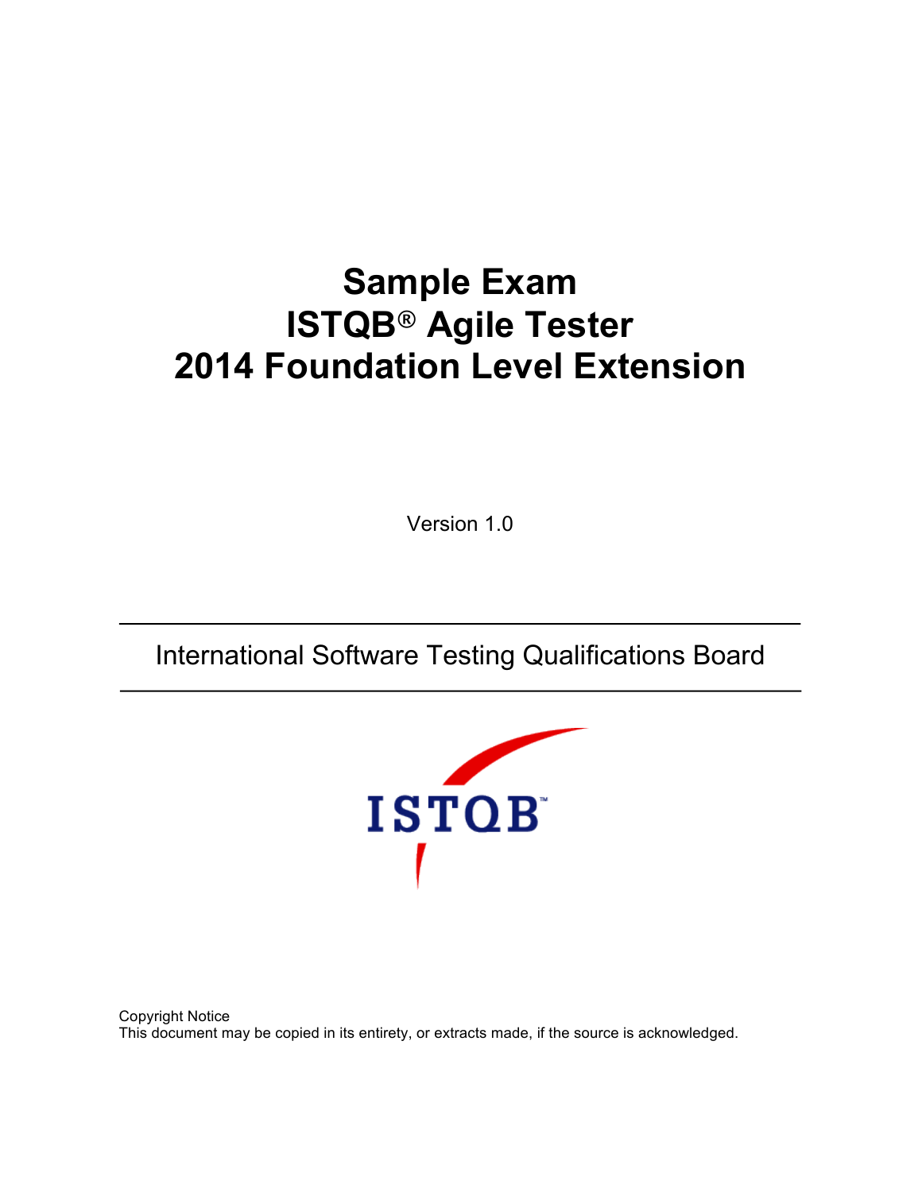# Sample Exam
# ISTQB® Agile Tester
# 2014 Foundation Level Extension

Version 1.0

---

International Software Testing Qualifications Board

---

Copyright Notice
This document may be copied in its entirety, or extracts made, if the source is acknowledged.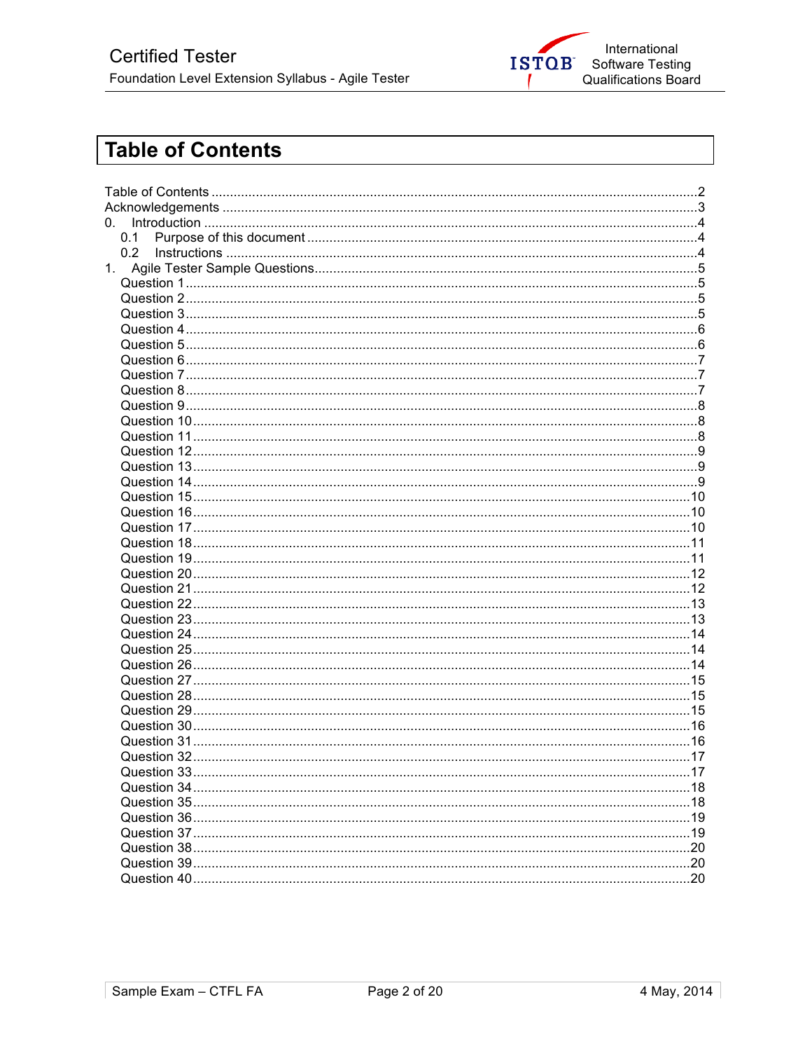# Table of Contents

Table of Contents ........................................................................................................................2
Acknowledgements .......................................................................................................................3
0. Introduction ................................................................................................................................4
   0.1 Purpose of this document ....................................................................................................4
   0.2 Instructions ...........................................................................................................................4
1. Agile Tester Sample Questions....................................................................................................5
   Question 1 ...................................................................................................................................5
   Question 2 ...................................................................................................................................5
   Question 3 ...................................................................................................................................5
   Question 4 ...................................................................................................................................6
   Question 5 ...................................................................................................................................6
   Question 6 ...................................................................................................................................7
   Question 7 ...................................................................................................................................7
   Question 8 ...................................................................................................................................7
   Question 9 ...................................................................................................................................8
   Question 10 .................................................................................................................................8
   Question 11 .................................................................................................................................8
   Question 12 .................................................................................................................................9
   Question 13 .................................................................................................................................9
   Question 14 .................................................................................................................................9
   Question 15 ...............................................................................................................................10
   Question 16 ...............................................................................................................................10
   Question 17 ...............................................................................................................................10
   Question 18 ...............................................................................................................................11
   Question 19 ...............................................................................................................................11
   Question 20 ...............................................................................................................................12
   Question 21 ...............................................................................................................................12
   Question 22 ...............................................................................................................................13
   Question 23 ...............................................................................................................................13
   Question 24 ...............................................................................................................................14
   Question 25 ...............................................................................................................................14
   Question 26 ...............................................................................................................................14
   Question 27 ...............................................................................................................................15
   Question 28 ...............................................................................................................................15
   Question 29 ...............................................................................................................................15
   Question 30 ...............................................................................................................................16
   Question 31 ...............................................................................................................................16
   Question 32 ...............................................................................................................................17
   Question 33 ...............................................................................................................................17
   Question 34 ...............................................................................................................................18
   Question 35 ...............................................................................................................................18
   Question 36 ...............................................................................................................................19
   Question 37 ...............................................................................................................................19
   Question 38 ...............................................................................................................................20
   Question 39 ...............................................................................................................................20
   Question 40 ...............................................................................................................................20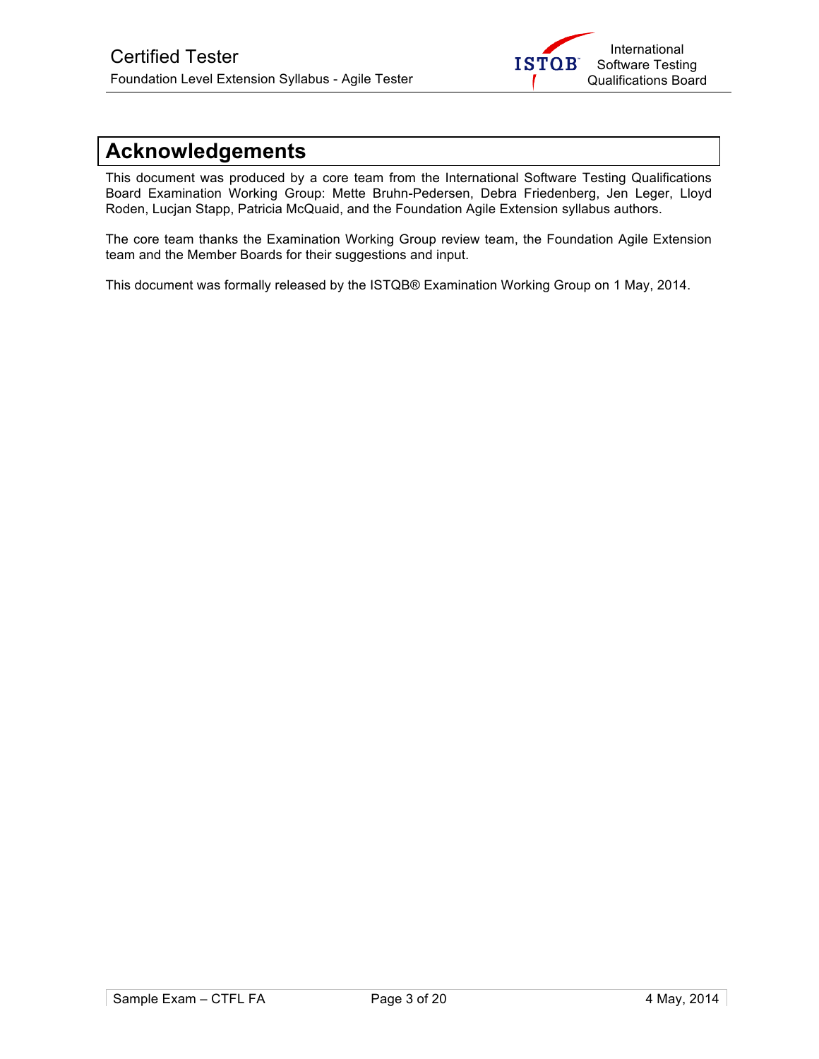# Acknowledgements

This document was produced by a core team from the International Software Testing Qualifications Board Examination Working Group: Mette Bruhn-Pedersen, Debra Friedenberg, Jen Leger, Lloyd Roden, Lucjan Stapp, Patricia McQuaid, and the Foundation Agile Extension syllabus authors.

The core team thanks the Examination Working Group review team, the Foundation Agile Extension team and the Member Boards for their suggestions and input.

This document was formally released by the ISTQB® Examination Working Group on 1 May, 2014.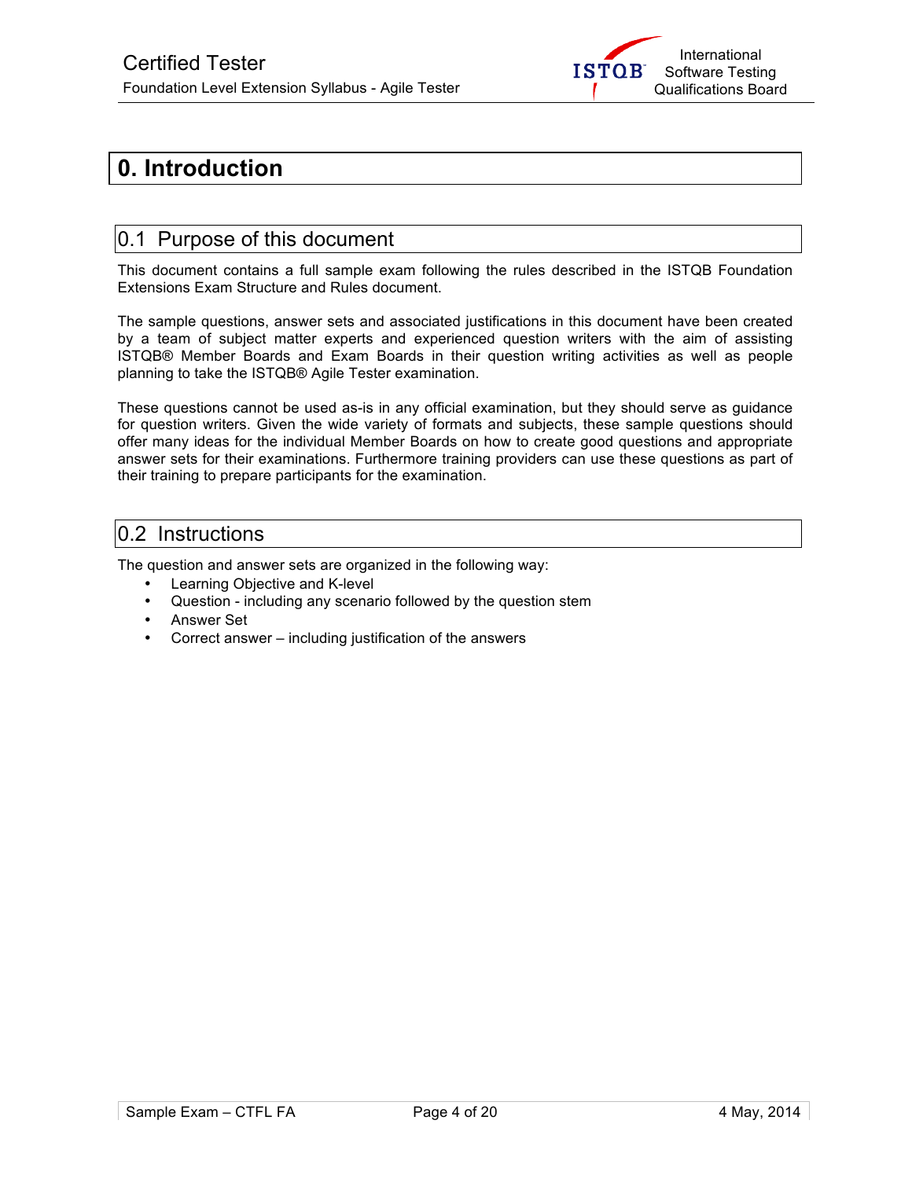# 0. Introduction

## 0.1 Purpose of this document

This document contains a full sample exam following the rules described in the ISTQB Foundation Extensions Exam Structure and Rules document.

The sample questions, answer sets and associated justifications in this document have been created by a team of subject matter experts and experienced question writers with the aim of assisting ISTQB® Member Boards and Exam Boards in their question writing activities as well as people planning to take the ISTQB® Agile Tester examination.

These questions cannot be used as-is in any official examination, but they should serve as guidance for question writers. Given the wide variety of formats and subjects, these sample questions should offer many ideas for the individual Member Boards on how to create good questions and appropriate answer sets for their examinations. Furthermore training providers can use these questions as part of their training to prepare participants for the examination.

## 0.2 Instructions

The question and answer sets are organized in the following way:

- Learning Objective and K-level
- Question - including any scenario followed by the question stem
- Answer Set
- Correct answer – including justification of the answers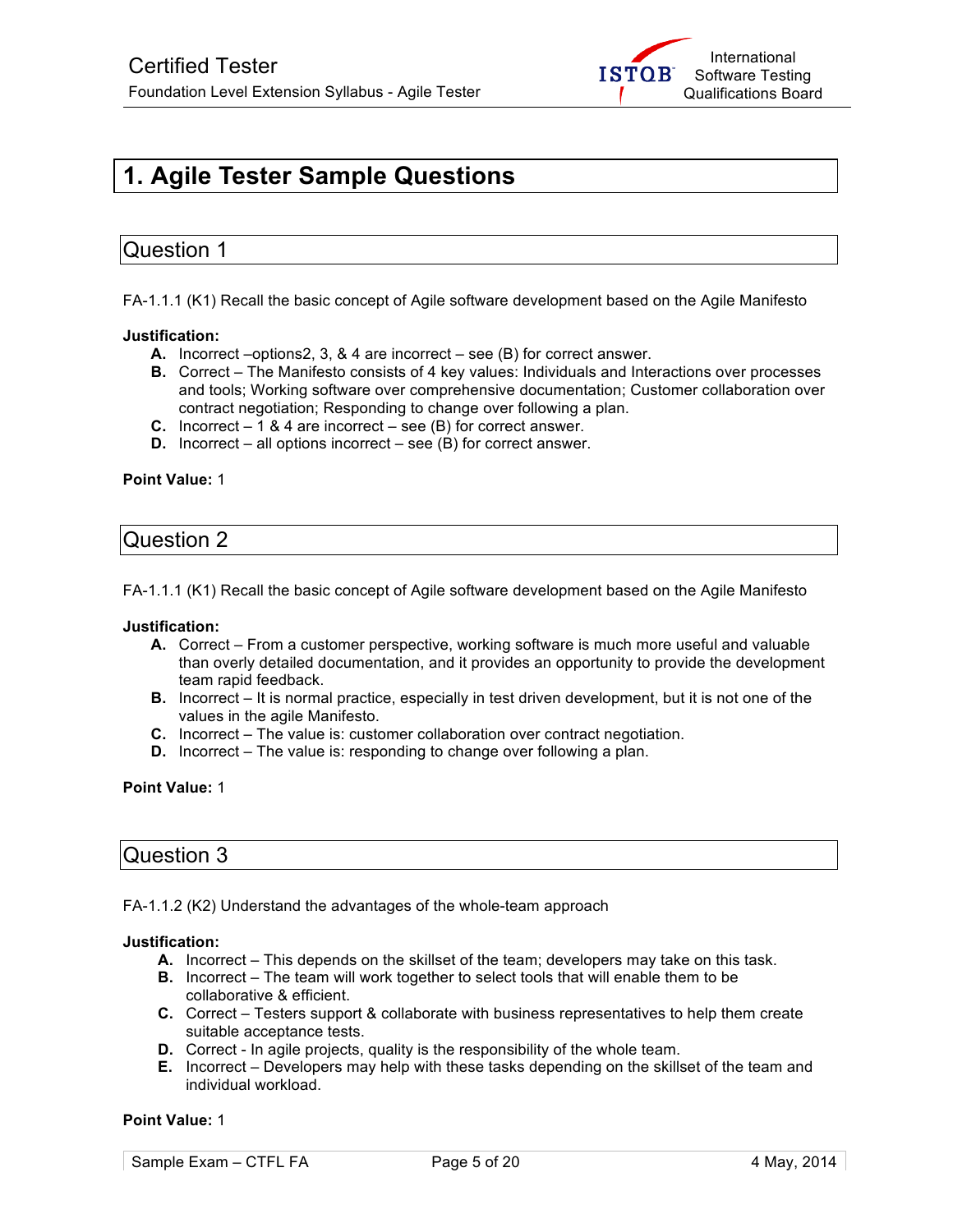# 1. Agile Tester Sample Questions

## Question 1

FA-1.1.1 (K1) Recall the basic concept of Agile software development based on the Agile Manifesto

**Justification:**

- **A.** Incorrect –options2, 3, & 4 are incorrect – see (B) for correct answer.
- **B.** Correct – The Manifesto consists of 4 key values: Individuals and Interactions over processes and tools; Working software over comprehensive documentation; Customer collaboration over contract negotiation; Responding to change over following a plan.
- **C.** Incorrect – 1 & 4 are incorrect – see (B) for correct answer.
- **D.** Incorrect – all options incorrect – see (B) for correct answer.

**Point Value:** 1

## Question 2

FA-1.1.1 (K1) Recall the basic concept of Agile software development based on the Agile Manifesto

**Justification:**

- **A.** Correct – From a customer perspective, working software is much more useful and valuable than overly detailed documentation, and it provides an opportunity to provide the development team rapid feedback.
- **B.** Incorrect – It is normal practice, especially in test driven development, but it is not one of the values in the agile Manifesto.
- **C.** Incorrect – The value is: customer collaboration over contract negotiation.
- **D.** Incorrect – The value is: responding to change over following a plan.

**Point Value:** 1

## Question 3

FA-1.1.2 (K2) Understand the advantages of the whole-team approach

**Justification:**

- **A.** Incorrect – This depends on the skillset of the team; developers may take on this task.
- **B.** Incorrect – The team will work together to select tools that will enable them to be collaborative & efficient.
- **C.** Correct – Testers support & collaborate with business representatives to help them create suitable acceptance tests.
- **D.** Correct - In agile projects, quality is the responsibility of the whole team.
- **E.** Incorrect – Developers may help with these tasks depending on the skillset of the team and individual workload.

**Point Value:** 1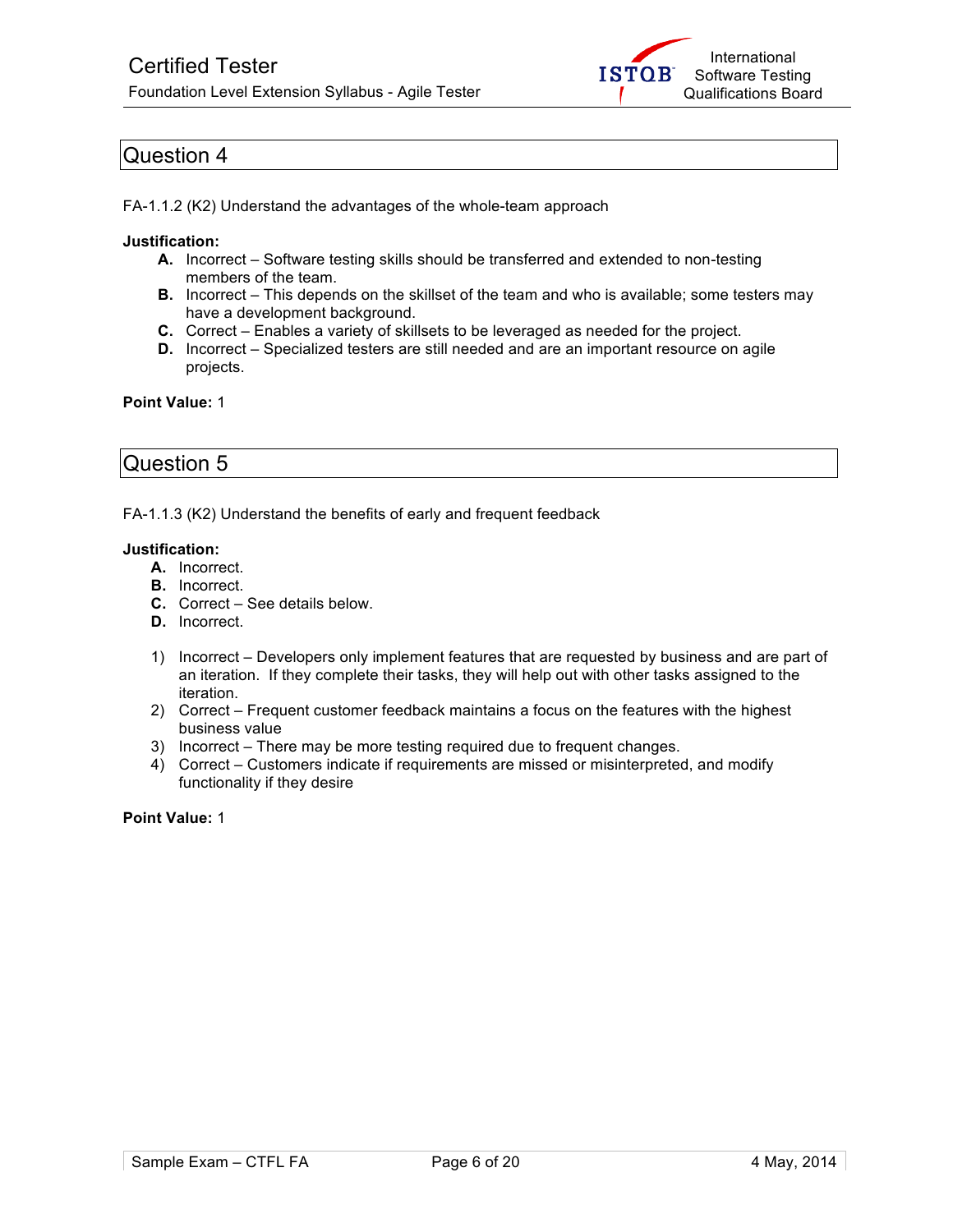## Question 4

FA-1.1.2 (K2) Understand the advantages of the whole-team approach

**Justification:**

- **A.** Incorrect – Software testing skills should be transferred and extended to non-testing members of the team.
- **B.** Incorrect – This depends on the skillset of the team and who is available; some testers may have a development background.
- **C.** Correct – Enables a variety of skillsets to be leveraged as needed for the project.
- **D.** Incorrect – Specialized testers are still needed and are an important resource on agile projects.

**Point Value:** 1

## Question 5

FA-1.1.3 (K2) Understand the benefits of early and frequent feedback

**Justification:**

- **A.** Incorrect.
- **B.** Incorrect.
- **C.** Correct – See details below.
- **D.** Incorrect.

1) Incorrect – Developers only implement features that are requested by business and are part of an iteration. If they complete their tasks, they will help out with other tasks assigned to the iteration.
2) Correct – Frequent customer feedback maintains a focus on the features with the highest business value
3) Incorrect – There may be more testing required due to frequent changes.
4) Correct – Customers indicate if requirements are missed or misinterpreted, and modify functionality if they desire

**Point Value:** 1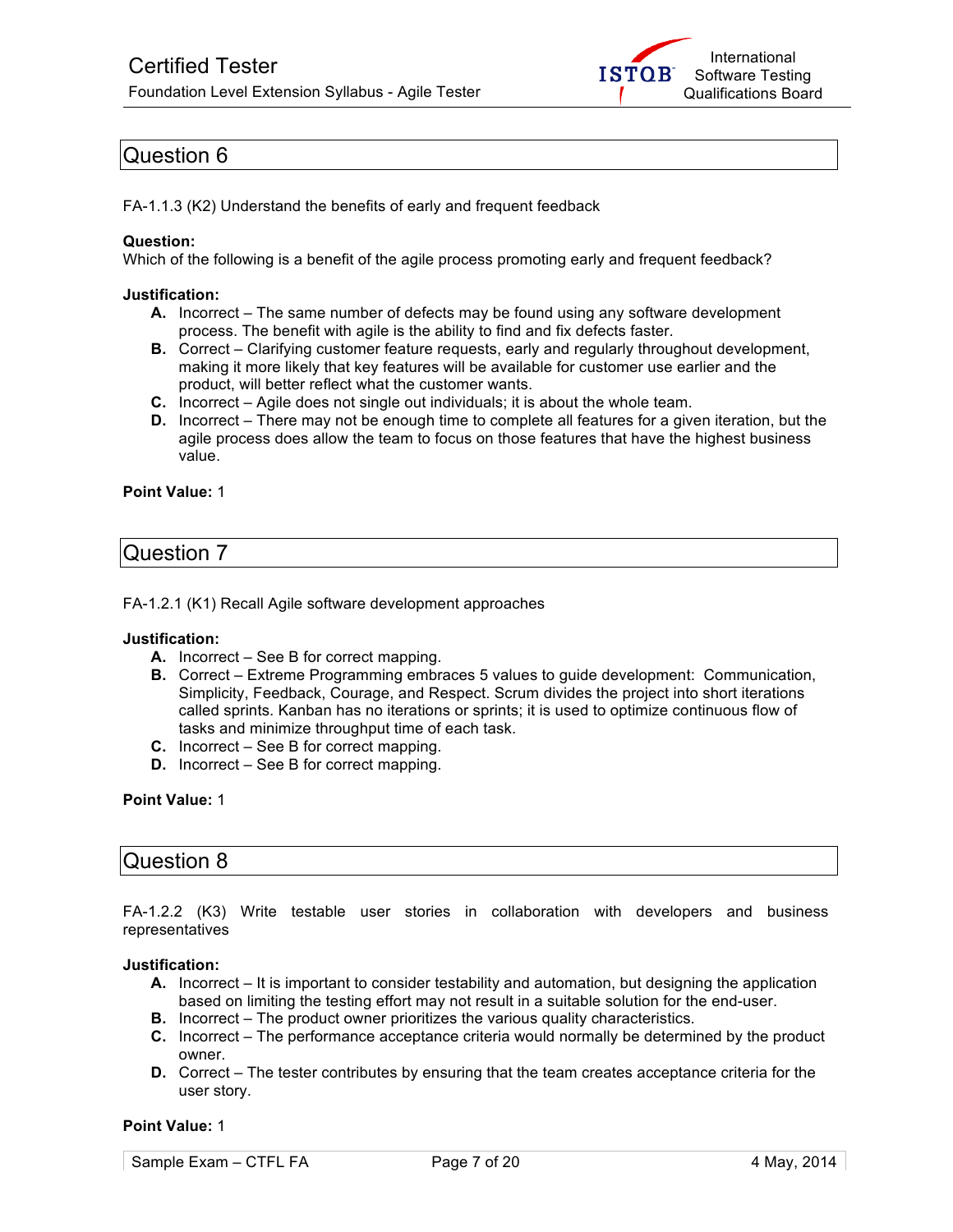## Question 6

FA-1.1.3 (K2) Understand the benefits of early and frequent feedback

**Question:**
Which of the following is a benefit of the agile process promoting early and frequent feedback?

**Justification:**

- **A.** Incorrect – The same number of defects may be found using any software development process. The benefit with agile is the ability to find and fix defects faster.
- **B.** Correct – Clarifying customer feature requests, early and regularly throughout development, making it more likely that key features will be available for customer use earlier and the product, will better reflect what the customer wants.
- **C.** Incorrect – Agile does not single out individuals; it is about the whole team.
- **D.** Incorrect – There may not be enough time to complete all features for a given iteration, but the agile process does allow the team to focus on those features that have the highest business value.

**Point Value:** 1

## Question 7

FA-1.2.1 (K1) Recall Agile software development approaches

**Justification:**

- **A.** Incorrect – See B for correct mapping.
- **B.** Correct – Extreme Programming embraces 5 values to guide development: Communication, Simplicity, Feedback, Courage, and Respect. Scrum divides the project into short iterations called sprints. Kanban has no iterations or sprints; it is used to optimize continuous flow of tasks and minimize throughput time of each task.
- **C.** Incorrect – See B for correct mapping.
- **D.** Incorrect – See B for correct mapping.

**Point Value:** 1

## Question 8

FA-1.2.2 (K3) Write testable user stories in collaboration with developers and business representatives

**Justification:**

- **A.** Incorrect – It is important to consider testability and automation, but designing the application based on limiting the testing effort may not result in a suitable solution for the end-user.
- **B.** Incorrect – The product owner prioritizes the various quality characteristics.
- **C.** Incorrect – The performance acceptance criteria would normally be determined by the product owner.
- **D.** Correct – The tester contributes by ensuring that the team creates acceptance criteria for the user story.

**Point Value:** 1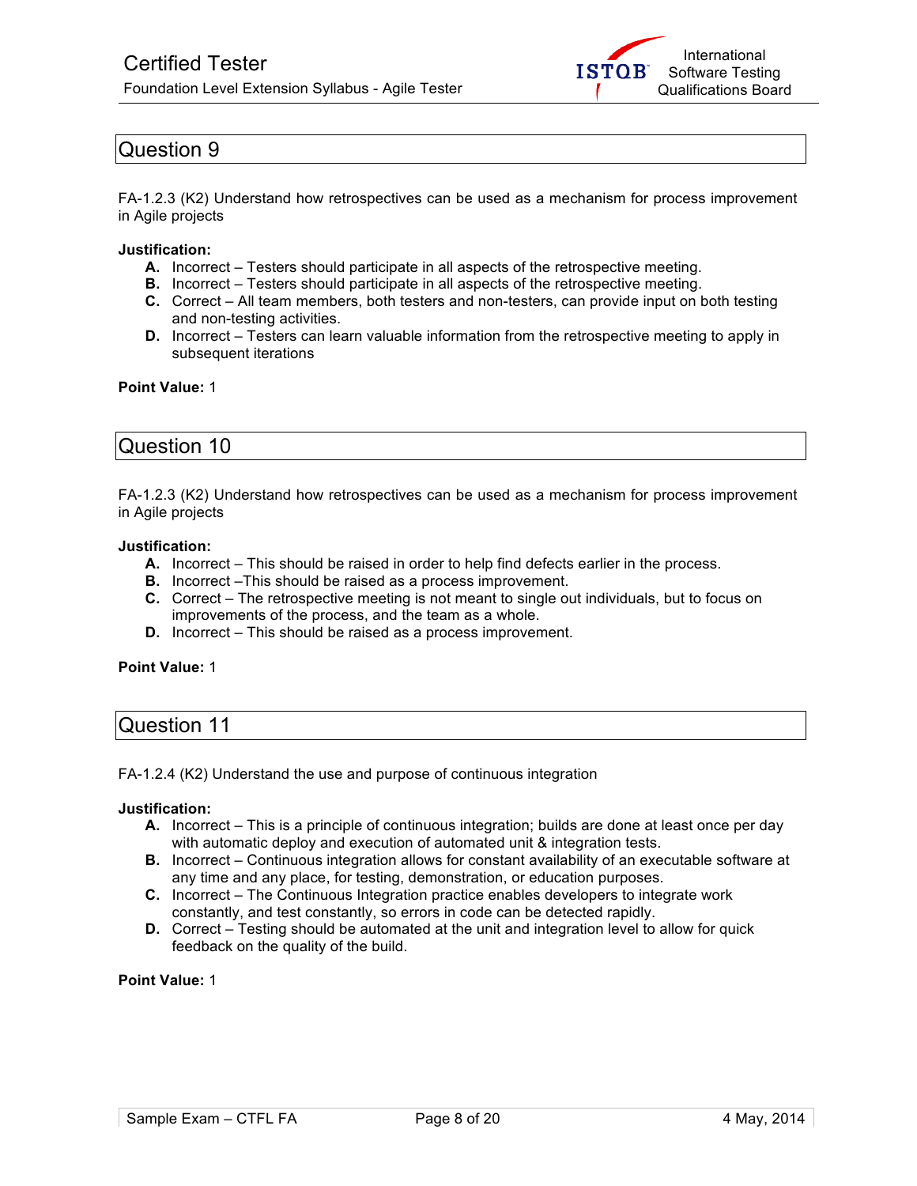## Question 9

FA-1.2.3 (K2) Understand how retrospectives can be used as a mechanism for process improvement in Agile projects

**Justification:**

- **A.** Incorrect – Testers should participate in all aspects of the retrospective meeting.
- **B.** Incorrect – Testers should participate in all aspects of the retrospective meeting.
- **C.** Correct – All team members, both testers and non-testers, can provide input on both testing and non-testing activities.
- **D.** Incorrect – Testers can learn valuable information from the retrospective meeting to apply in subsequent iterations

**Point Value:** 1

## Question 10

FA-1.2.3 (K2) Understand how retrospectives can be used as a mechanism for process improvement in Agile projects

**Justification:**

- **A.** Incorrect – This should be raised in order to help find defects earlier in the process.
- **B.** Incorrect –This should be raised as a process improvement.
- **C.** Correct – The retrospective meeting is not meant to single out individuals, but to focus on improvements of the process, and the team as a whole.
- **D.** Incorrect – This should be raised as a process improvement.

**Point Value:** 1

## Question 11

FA-1.2.4 (K2) Understand the use and purpose of continuous integration

**Justification:**

- **A.** Incorrect – This is a principle of continuous integration; builds are done at least once per day with automatic deploy and execution of automated unit & integration tests.
- **B.** Incorrect – Continuous integration allows for constant availability of an executable software at any time and any place, for testing, demonstration, or education purposes.
- **C.** Incorrect – The Continuous Integration practice enables developers to integrate work constantly, and test constantly, so errors in code can be detected rapidly.
- **D.** Correct – Testing should be automated at the unit and integration level to allow for quick feedback on the quality of the build.

**Point Value:** 1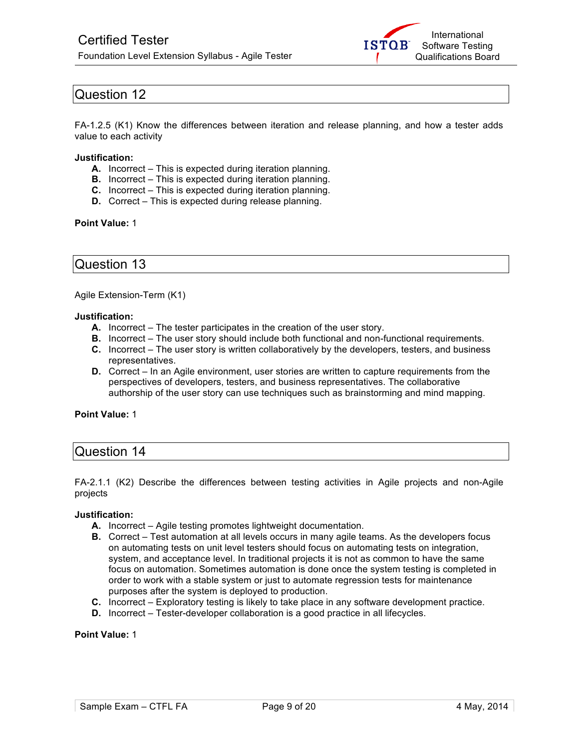## Question 12

FA-1.2.5 (K1) Know the differences between iteration and release planning, and how a tester adds value to each activity

**Justification:**

- **A.** Incorrect – This is expected during iteration planning.
- **B.** Incorrect – This is expected during iteration planning.
- **C.** Incorrect – This is expected during iteration planning.
- **D.** Correct – This is expected during release planning.

**Point Value:** 1

## Question 13

Agile Extension-Term (K1)

**Justification:**

- **A.** Incorrect – The tester participates in the creation of the user story.
- **B.** Incorrect – The user story should include both functional and non-functional requirements.
- **C.** Incorrect – The user story is written collaboratively by the developers, testers, and business representatives.
- **D.** Correct – In an Agile environment, user stories are written to capture requirements from the perspectives of developers, testers, and business representatives. The collaborative authorship of the user story can use techniques such as brainstorming and mind mapping.

**Point Value:** 1

## Question 14

FA-2.1.1 (K2) Describe the differences between testing activities in Agile projects and non-Agile projects

**Justification:**

- **A.** Incorrect – Agile testing promotes lightweight documentation.
- **B.** Correct – Test automation at all levels occurs in many agile teams. As the developers focus on automating tests on unit level testers should focus on automating tests on integration, system, and acceptance level. In traditional projects it is not as common to have the same focus on automation. Sometimes automation is done once the system testing is completed in order to work with a stable system or just to automate regression tests for maintenance purposes after the system is deployed to production.
- **C.** Incorrect – Exploratory testing is likely to take place in any software development practice.
- **D.** Incorrect – Tester-developer collaboration is a good practice in all lifecycles.

**Point Value:** 1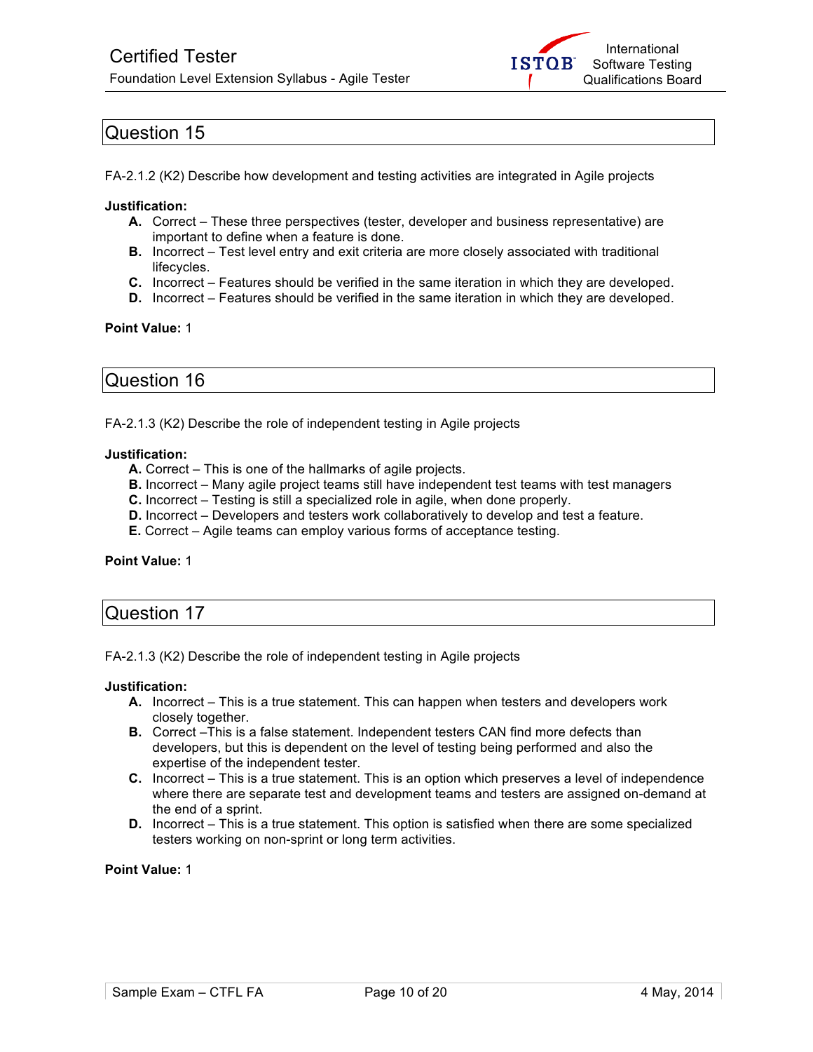## Question 15

FA-2.1.2 (K2) Describe how development and testing activities are integrated in Agile projects

**Justification:**

- **A.** Correct – These three perspectives (tester, developer and business representative) are important to define when a feature is done.
- **B.** Incorrect – Test level entry and exit criteria are more closely associated with traditional lifecycles.
- **C.** Incorrect – Features should be verified in the same iteration in which they are developed.
- **D.** Incorrect – Features should be verified in the same iteration in which they are developed.

**Point Value:** 1

## Question 16

FA-2.1.3 (K2) Describe the role of independent testing in Agile projects

**Justification:**

- **A.** Correct – This is one of the hallmarks of agile projects.
- **B.** Incorrect – Many agile project teams still have independent test teams with test managers
- **C.** Incorrect – Testing is still a specialized role in agile, when done properly.
- **D.** Incorrect – Developers and testers work collaboratively to develop and test a feature.
- **E.** Correct – Agile teams can employ various forms of acceptance testing.

**Point Value:** 1

## Question 17

FA-2.1.3 (K2) Describe the role of independent testing in Agile projects

**Justification:**

- **A.** Incorrect – This is a true statement. This can happen when testers and developers work closely together.
- **B.** Correct –This is a false statement. Independent testers CAN find more defects than developers, but this is dependent on the level of testing being performed and also the expertise of the independent tester.
- **C.** Incorrect – This is a true statement. This is an option which preserves a level of independence where there are separate test and development teams and testers are assigned on-demand at the end of a sprint.
- **D.** Incorrect – This is a true statement. This option is satisfied when there are some specialized testers working on non-sprint or long term activities.

**Point Value:** 1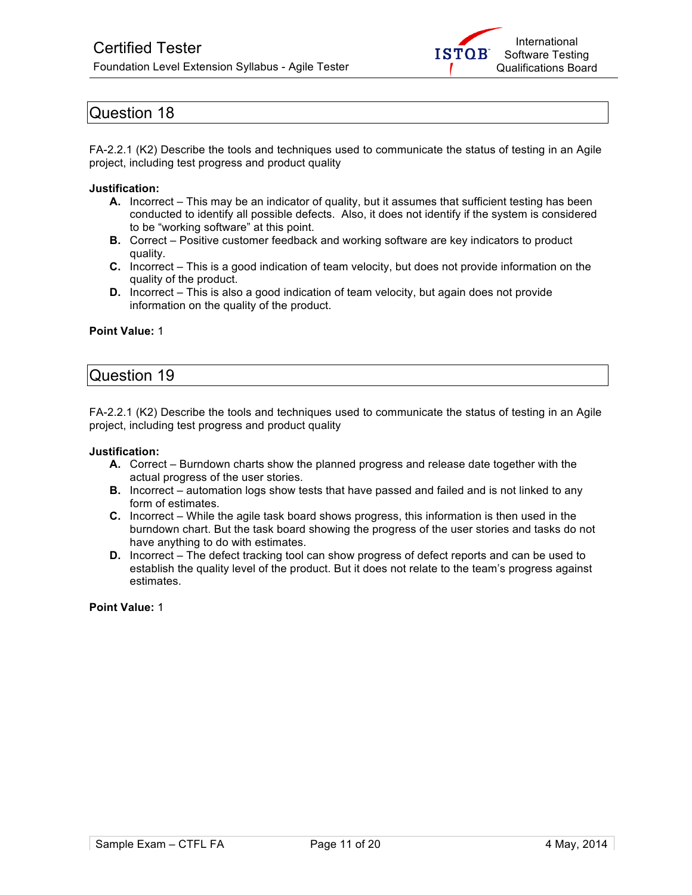## Question 18

FA-2.2.1 (K2) Describe the tools and techniques used to communicate the status of testing in an Agile project, including test progress and product quality

**Justification:**

- **A.** Incorrect – This may be an indicator of quality, but it assumes that sufficient testing has been conducted to identify all possible defects. Also, it does not identify if the system is considered to be "working software" at this point.
- **B.** Correct – Positive customer feedback and working software are key indicators to product quality.
- **C.** Incorrect – This is a good indication of team velocity, but does not provide information on the quality of the product.
- **D.** Incorrect – This is also a good indication of team velocity, but again does not provide information on the quality of the product.

**Point Value:** 1

## Question 19

FA-2.2.1 (K2) Describe the tools and techniques used to communicate the status of testing in an Agile project, including test progress and product quality

**Justification:**

- **A.** Correct – Burndown charts show the planned progress and release date together with the actual progress of the user stories.
- **B.** Incorrect – automation logs show tests that have passed and failed and is not linked to any form of estimates.
- **C.** Incorrect – While the agile task board shows progress, this information is then used in the burndown chart. But the task board showing the progress of the user stories and tasks do not have anything to do with estimates.
- **D.** Incorrect – The defect tracking tool can show progress of defect reports and can be used to establish the quality level of the product. But it does not relate to the team's progress against estimates.

**Point Value:** 1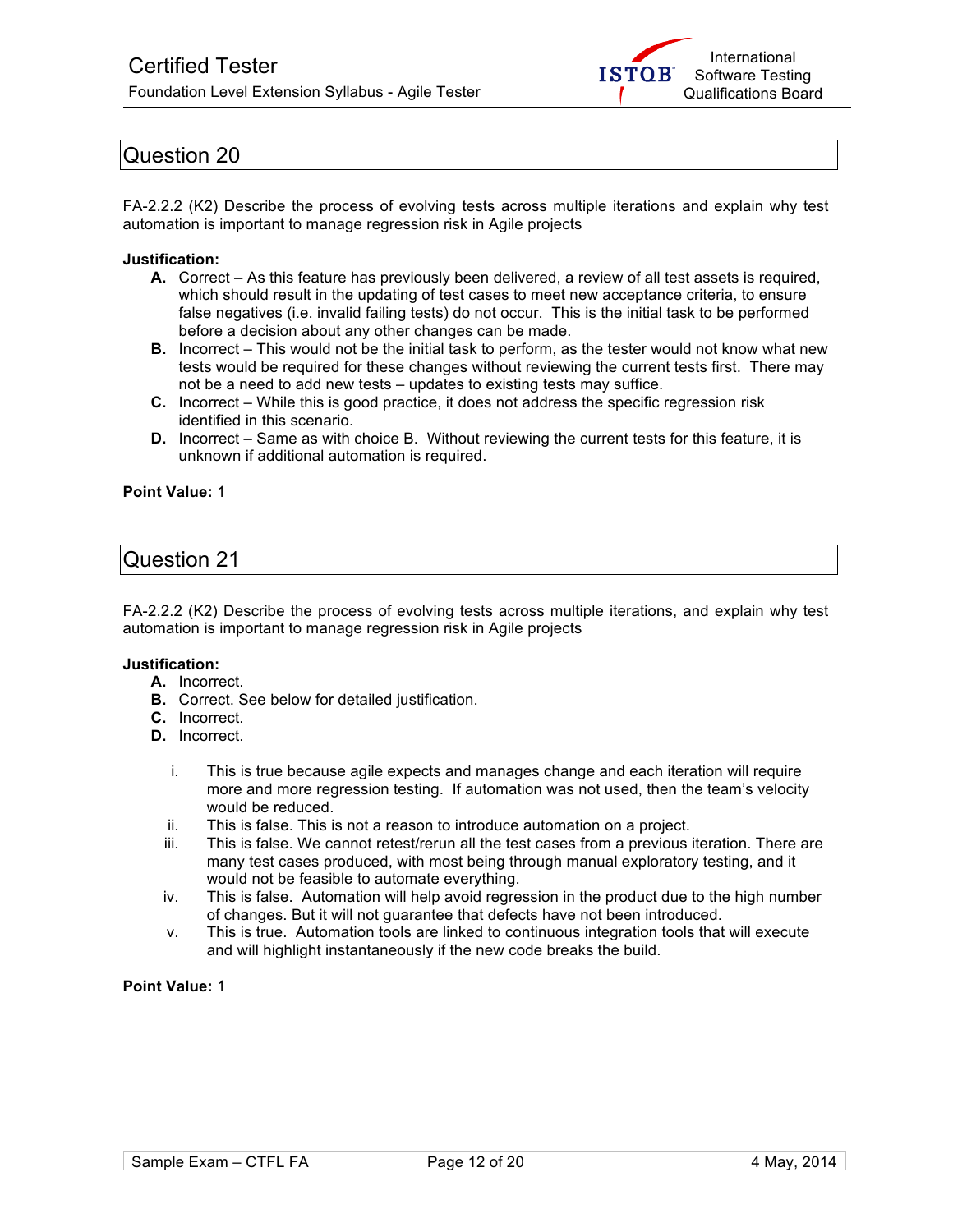## Question 20

FA-2.2.2 (K2) Describe the process of evolving tests across multiple iterations and explain why test automation is important to manage regression risk in Agile projects

**Justification:**

- **A.** Correct – As this feature has previously been delivered, a review of all test assets is required, which should result in the updating of test cases to meet new acceptance criteria, to ensure false negatives (i.e. invalid failing tests) do not occur. This is the initial task to be performed before a decision about any other changes can be made.
- **B.** Incorrect – This would not be the initial task to perform, as the tester would not know what new tests would be required for these changes without reviewing the current tests first. There may not be a need to add new tests – updates to existing tests may suffice.
- **C.** Incorrect – While this is good practice, it does not address the specific regression risk identified in this scenario.
- **D.** Incorrect – Same as with choice B. Without reviewing the current tests for this feature, it is unknown if additional automation is required.

**Point Value:** 1

## Question 21

FA-2.2.2 (K2) Describe the process of evolving tests across multiple iterations, and explain why test automation is important to manage regression risk in Agile projects

**Justification:**

- **A.** Incorrect.
- **B.** Correct. See below for detailed justification.
- **C.** Incorrect.
- **D.** Incorrect.

i. This is true because agile expects and manages change and each iteration will require more and more regression testing. If automation was not used, then the team's velocity would be reduced.

ii. This is false. This is not a reason to introduce automation on a project.

iii. This is false. We cannot retest/rerun all the test cases from a previous iteration. There are many test cases produced, with most being through manual exploratory testing, and it would not be feasible to automate everything.

iv. This is false. Automation will help avoid regression in the product due to the high number of changes. But it will not guarantee that defects have not been introduced.

v. This is true. Automation tools are linked to continuous integration tools that will execute and will highlight instantaneously if the new code breaks the build.

**Point Value:** 1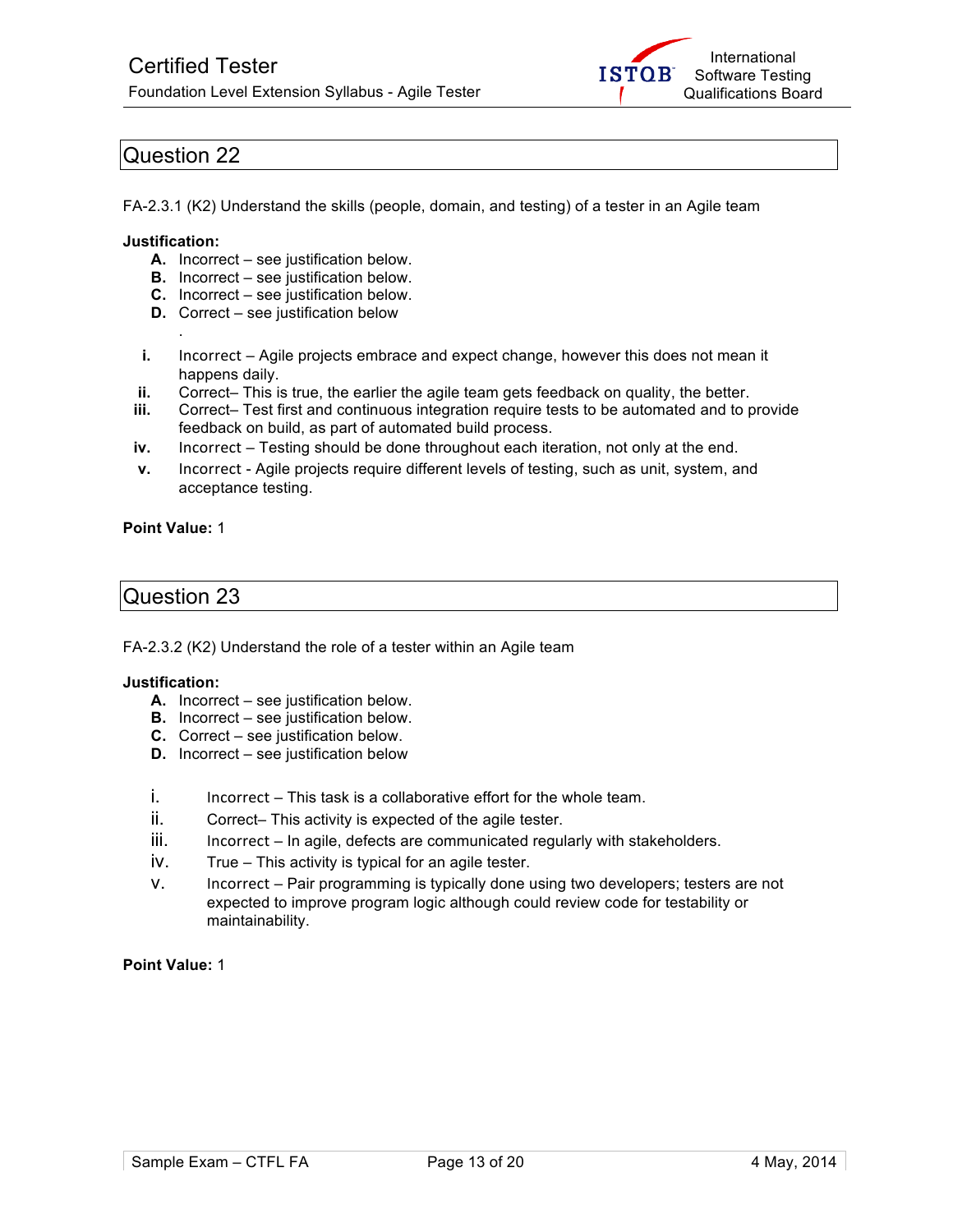## Question 22

FA-2.3.1 (K2) Understand the skills (people, domain, and testing) of a tester in an Agile team

**Justification:**

A. Incorrect – see justification below.
B. Incorrect – see justification below.
C. Incorrect – see justification below.
D. Correct – see justification below

.

i. Incorrect – Agile projects embrace and expect change, however this does not mean it happens daily.
ii. Correct– This is true, the earlier the agile team gets feedback on quality, the better.
iii. Correct– Test first and continuous integration require tests to be automated and to provide feedback on build, as part of automated build process.
iv. Incorrect – Testing should be done throughout each iteration, not only at the end.
v. Incorrect - Agile projects require different levels of testing, such as unit, system, and acceptance testing.

**Point Value:** 1

## Question 23

FA-2.3.2 (K2) Understand the role of a tester within an Agile team

**Justification:**

A. Incorrect – see justification below.
B. Incorrect – see justification below.
C. Correct – see justification below.
D. Incorrect – see justification below

i. Incorrect – This task is a collaborative effort for the whole team.
ii. Correct– This activity is expected of the agile tester.
iii. Incorrect – In agile, defects are communicated regularly with stakeholders.
iv. True – This activity is typical for an agile tester.
v. Incorrect – Pair programming is typically done using two developers; testers are not expected to improve program logic although could review code for testability or maintainability.

**Point Value:** 1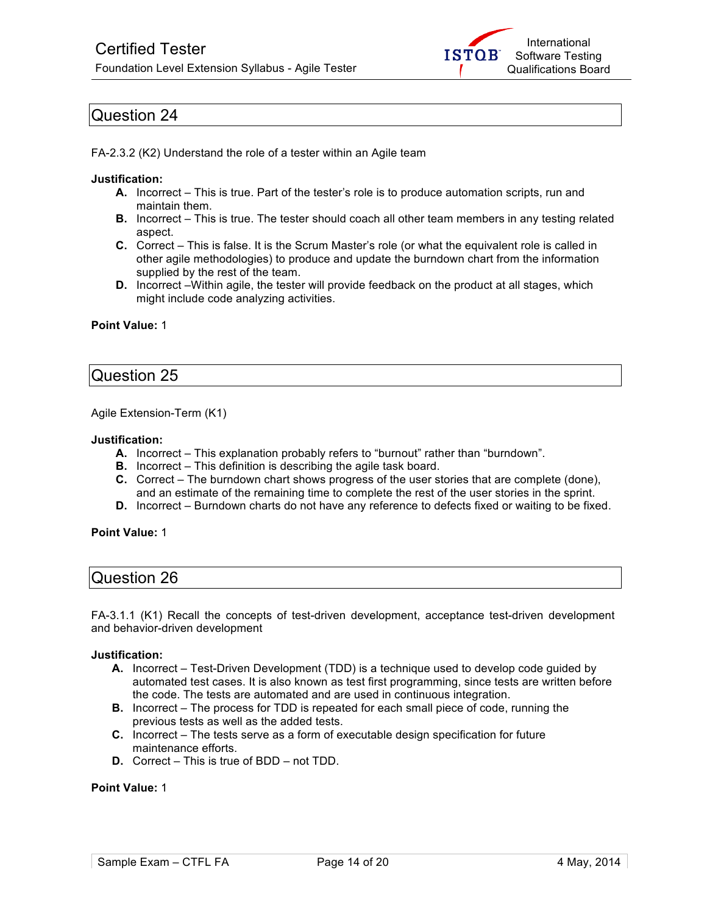## Question 24

FA-2.3.2 (K2) Understand the role of a tester within an Agile team

**Justification:**

- **A.** Incorrect – This is true. Part of the tester's role is to produce automation scripts, run and maintain them.
- **B.** Incorrect – This is true. The tester should coach all other team members in any testing related aspect.
- **C.** Correct – This is false. It is the Scrum Master's role (or what the equivalent role is called in other agile methodologies) to produce and update the burndown chart from the information supplied by the rest of the team.
- **D.** Incorrect –Within agile, the tester will provide feedback on the product at all stages, which might include code analyzing activities.

**Point Value:** 1

## Question 25

Agile Extension-Term (K1)

**Justification:**

- **A.** Incorrect – This explanation probably refers to "burnout" rather than "burndown".
- **B.** Incorrect – This definition is describing the agile task board.
- **C.** Correct – The burndown chart shows progress of the user stories that are complete (done), and an estimate of the remaining time to complete the rest of the user stories in the sprint.
- **D.** Incorrect – Burndown charts do not have any reference to defects fixed or waiting to be fixed.

**Point Value:** 1

## Question 26

FA-3.1.1 (K1) Recall the concepts of test-driven development, acceptance test-driven development and behavior-driven development

**Justification:**

- **A.** Incorrect – Test-Driven Development (TDD) is a technique used to develop code guided by automated test cases. It is also known as test first programming, since tests are written before the code. The tests are automated and are used in continuous integration.
- **B.** Incorrect – The process for TDD is repeated for each small piece of code, running the previous tests as well as the added tests.
- **C.** Incorrect – The tests serve as a form of executable design specification for future maintenance efforts.
- **D.** Correct – This is true of BDD – not TDD.

**Point Value:** 1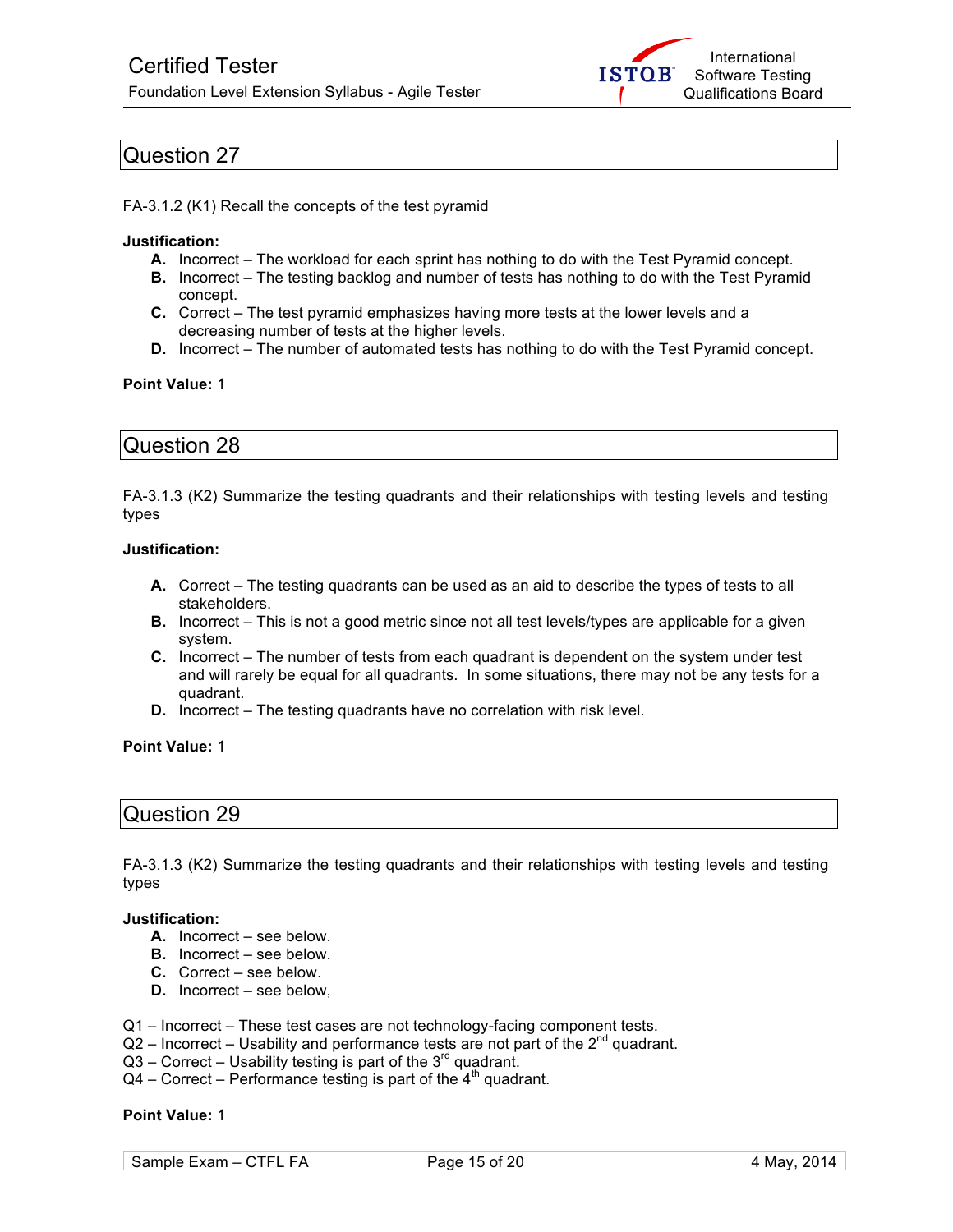## Question 27

FA-3.1.2 (K1) Recall the concepts of the test pyramid

**Justification:**

- **A.** Incorrect – The workload for each sprint has nothing to do with the Test Pyramid concept.
- **B.** Incorrect – The testing backlog and number of tests has nothing to do with the Test Pyramid concept.
- **C.** Correct – The test pyramid emphasizes having more tests at the lower levels and a decreasing number of tests at the higher levels.
- **D.** Incorrect – The number of automated tests has nothing to do with the Test Pyramid concept.

**Point Value:** 1

## Question 28

FA-3.1.3 (K2) Summarize the testing quadrants and their relationships with testing levels and testing types

**Justification:**

- **A.** Correct – The testing quadrants can be used as an aid to describe the types of tests to all stakeholders.
- **B.** Incorrect – This is not a good metric since not all test levels/types are applicable for a given system.
- **C.** Incorrect – The number of tests from each quadrant is dependent on the system under test and will rarely be equal for all quadrants. In some situations, there may not be any tests for a quadrant.
- **D.** Incorrect – The testing quadrants have no correlation with risk level.

**Point Value:** 1

## Question 29

FA-3.1.3 (K2) Summarize the testing quadrants and their relationships with testing levels and testing types

**Justification:**

- **A.** Incorrect – see below.
- **B.** Incorrect – see below.
- **C.** Correct – see below.
- **D.** Incorrect – see below,

Q1 – Incorrect – These test cases are not technology-facing component tests.
Q2 – Incorrect – Usability and performance tests are not part of the 2nd quadrant.
Q3 – Correct – Usability testing is part of the 3rd quadrant.
Q4 – Correct – Performance testing is part of the 4th quadrant.

**Point Value:** 1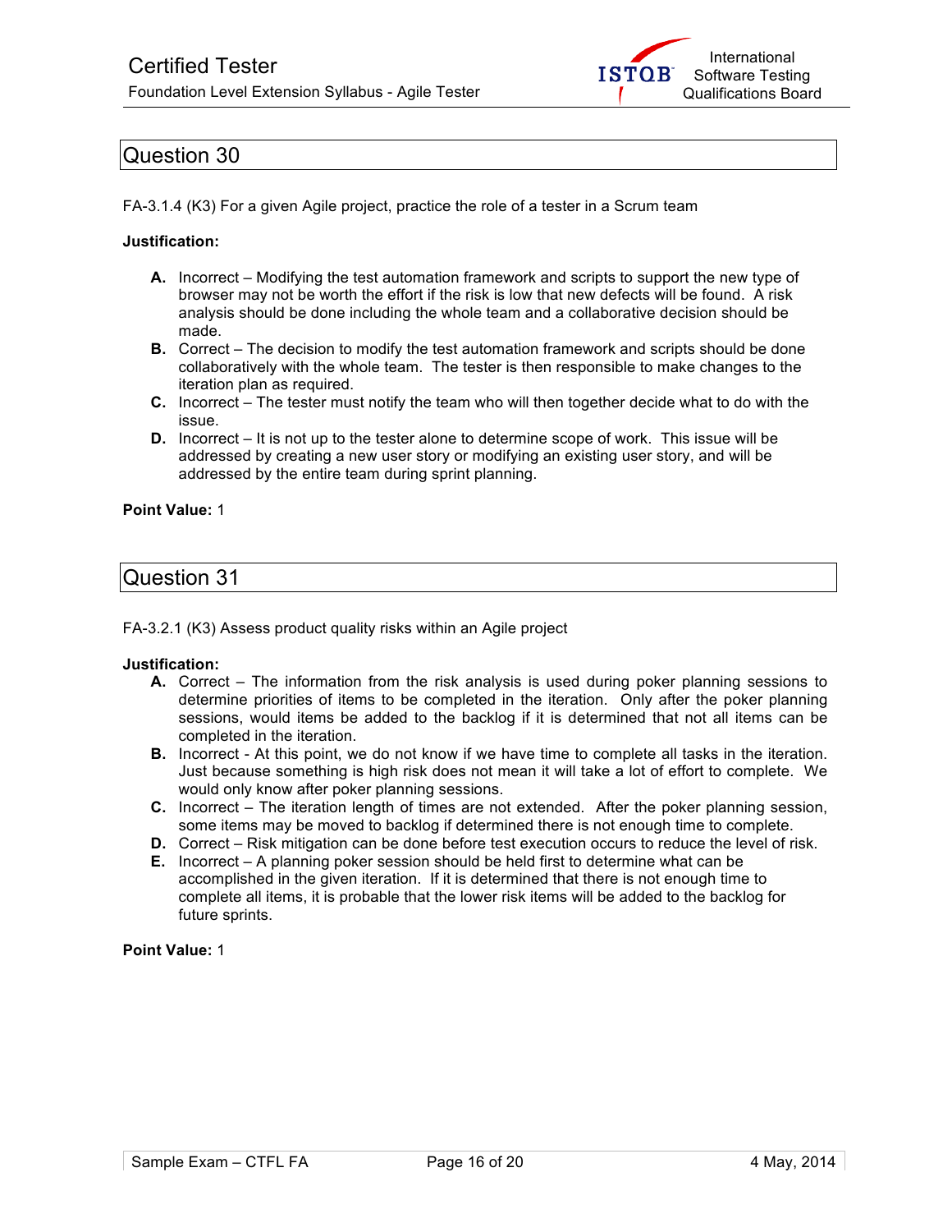## Question 30

FA-3.1.4 (K3) For a given Agile project, practice the role of a tester in a Scrum team

**Justification:**

- **A.** Incorrect – Modifying the test automation framework and scripts to support the new type of browser may not be worth the effort if the risk is low that new defects will be found. A risk analysis should be done including the whole team and a collaborative decision should be made.
- **B.** Correct – The decision to modify the test automation framework and scripts should be done collaboratively with the whole team. The tester is then responsible to make changes to the iteration plan as required.
- **C.** Incorrect – The tester must notify the team who will then together decide what to do with the issue.
- **D.** Incorrect – It is not up to the tester alone to determine scope of work. This issue will be addressed by creating a new user story or modifying an existing user story, and will be addressed by the entire team during sprint planning.

**Point Value:** 1

## Question 31

FA-3.2.1 (K3) Assess product quality risks within an Agile project

**Justification:**

- **A.** Correct – The information from the risk analysis is used during poker planning sessions to determine priorities of items to be completed in the iteration. Only after the poker planning sessions, would items be added to the backlog if it is determined that not all items can be completed in the iteration.
- **B.** Incorrect - At this point, we do not know if we have time to complete all tasks in the iteration. Just because something is high risk does not mean it will take a lot of effort to complete. We would only know after poker planning sessions.
- **C.** Incorrect – The iteration length of times are not extended. After the poker planning session, some items may be moved to backlog if determined there is not enough time to complete.
- **D.** Correct – Risk mitigation can be done before test execution occurs to reduce the level of risk.
- **E.** Incorrect – A planning poker session should be held first to determine what can be accomplished in the given iteration. If it is determined that there is not enough time to complete all items, it is probable that the lower risk items will be added to the backlog for future sprints.

**Point Value:** 1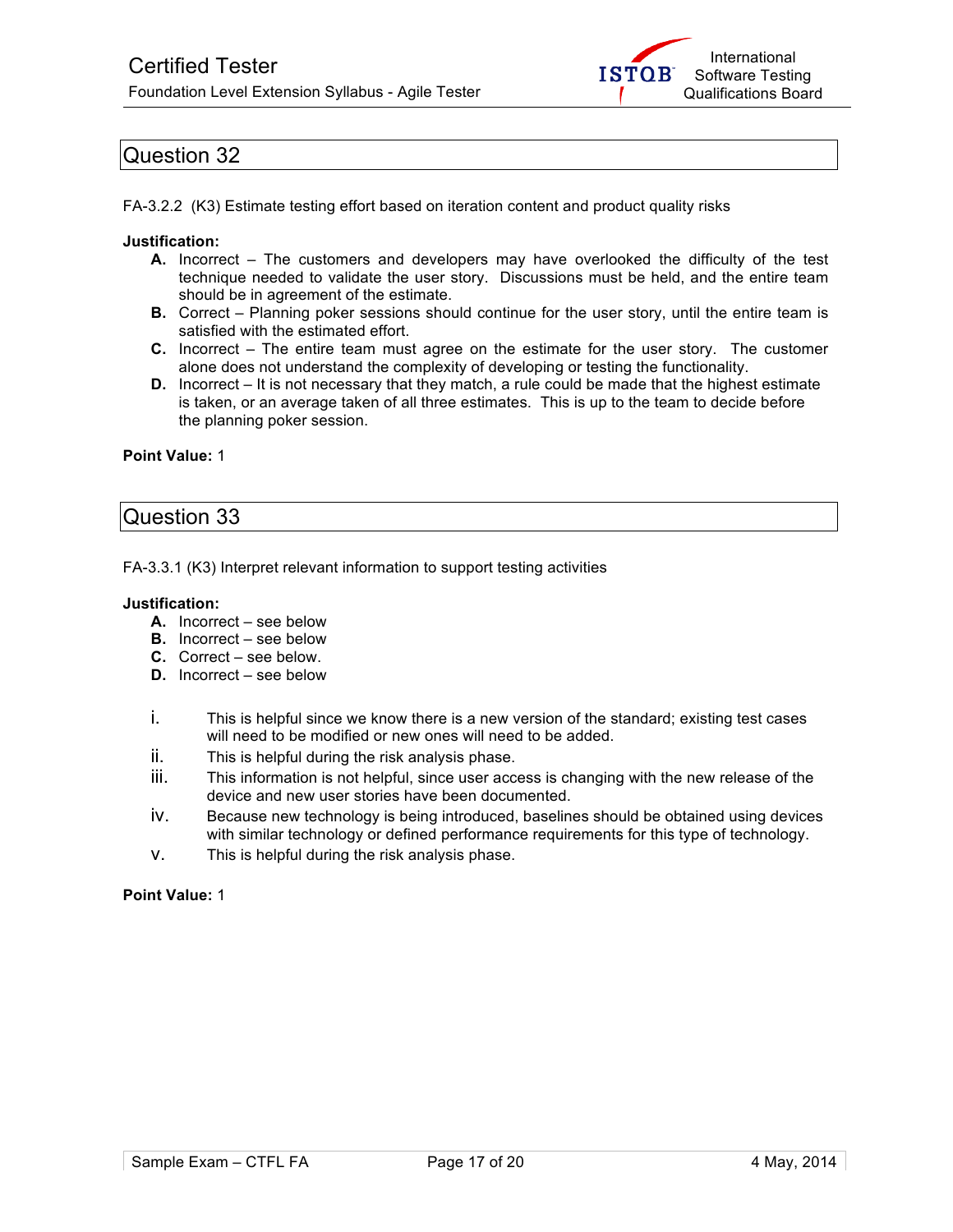## Question 32

FA-3.2.2 (K3) Estimate testing effort based on iteration content and product quality risks

**Justification:**

- **A.** Incorrect – The customers and developers may have overlooked the difficulty of the test technique needed to validate the user story. Discussions must be held, and the entire team should be in agreement of the estimate.
- **B.** Correct – Planning poker sessions should continue for the user story, until the entire team is satisfied with the estimated effort.
- **C.** Incorrect – The entire team must agree on the estimate for the user story. The customer alone does not understand the complexity of developing or testing the functionality.
- **D.** Incorrect – It is not necessary that they match, a rule could be made that the highest estimate is taken, or an average taken of all three estimates. This is up to the team to decide before the planning poker session.

**Point Value:** 1

## Question 33

FA-3.3.1 (K3) Interpret relevant information to support testing activities

**Justification:**

- **A.** Incorrect – see below
- **B.** Incorrect – see below
- **C.** Correct – see below.
- **D.** Incorrect – see below

- i. This is helpful since we know there is a new version of the standard; existing test cases will need to be modified or new ones will need to be added.
- ii. This is helpful during the risk analysis phase.
- iii. This information is not helpful, since user access is changing with the new release of the device and new user stories have been documented.
- iv. Because new technology is being introduced, baselines should be obtained using devices with similar technology or defined performance requirements for this type of technology.
- v. This is helpful during the risk analysis phase.

**Point Value:** 1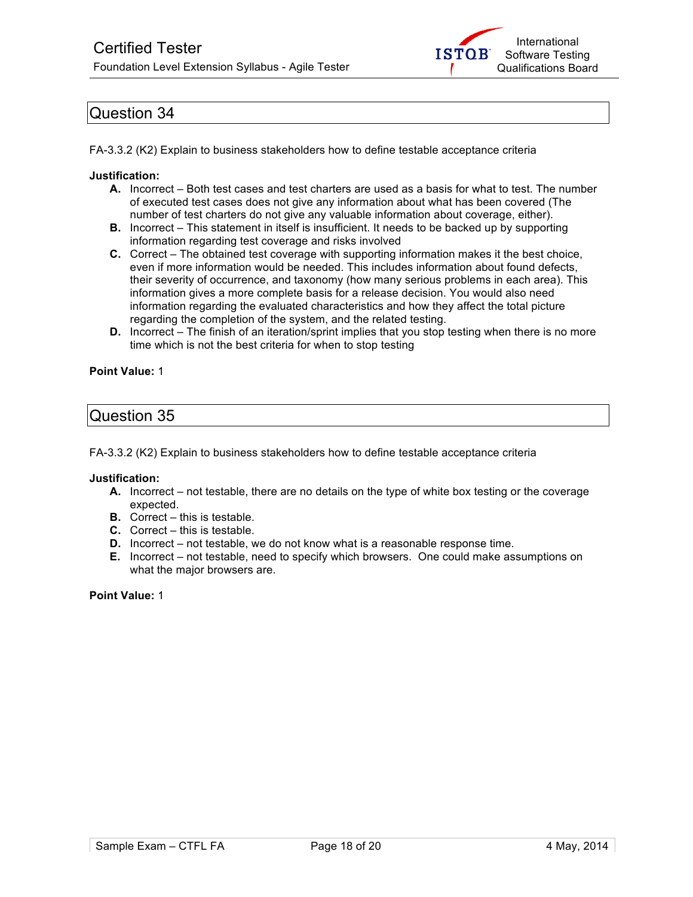## Question 34

FA-3.3.2 (K2) Explain to business stakeholders how to define testable acceptance criteria

**Justification:**

- **A.** Incorrect – Both test cases and test charters are used as a basis for what to test. The number of executed test cases does not give any information about what has been covered (The number of test charters do not give any valuable information about coverage, either).
- **B.** Incorrect – This statement in itself is insufficient. It needs to be backed up by supporting information regarding test coverage and risks involved
- **C.** Correct – The obtained test coverage with supporting information makes it the best choice, even if more information would be needed. This includes information about found defects, their severity of occurrence, and taxonomy (how many serious problems in each area). This information gives a more complete basis for a release decision. You would also need information regarding the evaluated characteristics and how they affect the total picture regarding the completion of the system, and the related testing.
- **D.** Incorrect – The finish of an iteration/sprint implies that you stop testing when there is no more time which is not the best criteria for when to stop testing

**Point Value:** 1

## Question 35

FA-3.3.2 (K2) Explain to business stakeholders how to define testable acceptance criteria

**Justification:**

- **A.** Incorrect – not testable, there are no details on the type of white box testing or the coverage expected.
- **B.** Correct – this is testable.
- **C.** Correct – this is testable.
- **D.** Incorrect – not testable, we do not know what is a reasonable response time.
- **E.** Incorrect – not testable, need to specify which browsers. One could make assumptions on what the major browsers are.

**Point Value:** 1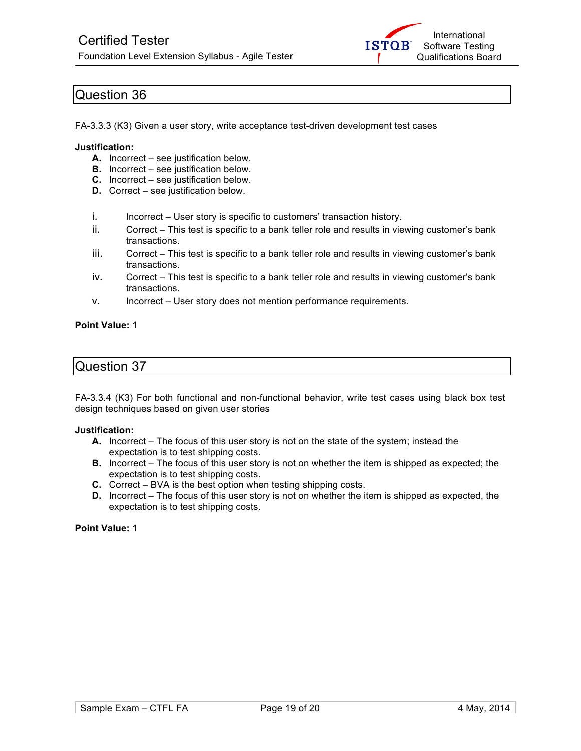## Question 36

FA-3.3.3 (K3) Given a user story, write acceptance test-driven development test cases

**Justification:**

- **A.** Incorrect – see justification below.
- **B.** Incorrect – see justification below.
- **C.** Incorrect – see justification below.
- **D.** Correct – see justification below.

- i. Incorrect – User story is specific to customers' transaction history.
- ii. Correct – This test is specific to a bank teller role and results in viewing customer's bank transactions.
- iii. Correct – This test is specific to a bank teller role and results in viewing customer's bank transactions.
- iv. Correct – This test is specific to a bank teller role and results in viewing customer's bank transactions.
- v. Incorrect – User story does not mention performance requirements.

**Point Value:** 1

## Question 37

FA-3.3.4 (K3) For both functional and non-functional behavior, write test cases using black box test design techniques based on given user stories

**Justification:**

- **A.** Incorrect – The focus of this user story is not on the state of the system; instead the expectation is to test shipping costs.
- **B.** Incorrect – The focus of this user story is not on whether the item is shipped as expected; the expectation is to test shipping costs.
- **C.** Correct – BVA is the best option when testing shipping costs.
- **D.** Incorrect – The focus of this user story is not on whether the item is shipped as expected, the expectation is to test shipping costs.

**Point Value:** 1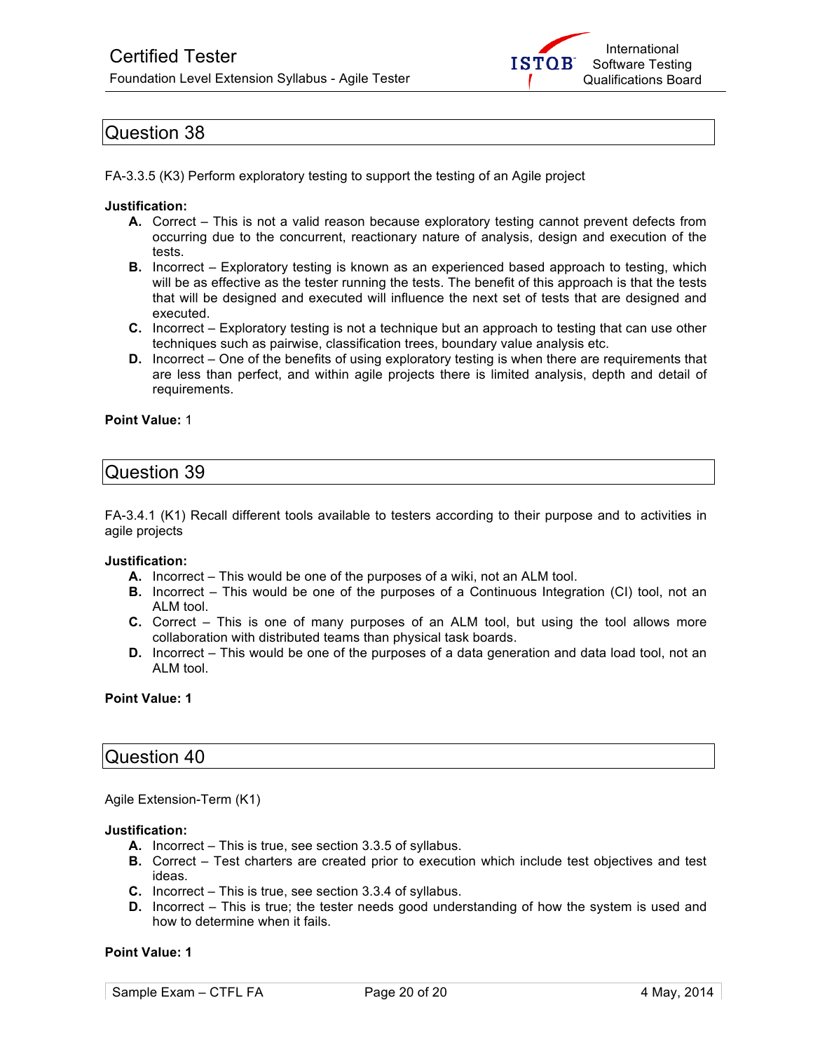## Question 38

FA-3.3.5 (K3) Perform exploratory testing to support the testing of an Agile project

**Justification:**

- **A.** Correct – This is not a valid reason because exploratory testing cannot prevent defects from occurring due to the concurrent, reactionary nature of analysis, design and execution of the tests.
- **B.** Incorrect – Exploratory testing is known as an experienced based approach to testing, which will be as effective as the tester running the tests. The benefit of this approach is that the tests that will be designed and executed will influence the next set of tests that are designed and executed.
- **C.** Incorrect – Exploratory testing is not a technique but an approach to testing that can use other techniques such as pairwise, classification trees, boundary value analysis etc.
- **D.** Incorrect – One of the benefits of using exploratory testing is when there are requirements that are less than perfect, and within agile projects there is limited analysis, depth and detail of requirements.

**Point Value:** 1

## Question 39

FA-3.4.1 (K1) Recall different tools available to testers according to their purpose and to activities in agile projects

**Justification:**

- **A.** Incorrect – This would be one of the purposes of a wiki, not an ALM tool.
- **B.** Incorrect – This would be one of the purposes of a Continuous Integration (CI) tool, not an ALM tool.
- **C.** Correct – This is one of many purposes of an ALM tool, but using the tool allows more collaboration with distributed teams than physical task boards.
- **D.** Incorrect – This would be one of the purposes of a data generation and data load tool, not an ALM tool.

**Point Value: 1**

## Question 40

Agile Extension-Term (K1)

**Justification:**

- **A.** Incorrect – This is true, see section 3.3.5 of syllabus.
- **B.** Correct – Test charters are created prior to execution which include test objectives and test ideas.
- **C.** Incorrect – This is true, see section 3.3.4 of syllabus.
- **D.** Incorrect – This is true; the tester needs good understanding of how the system is used and how to determine when it fails.

**Point Value: 1**